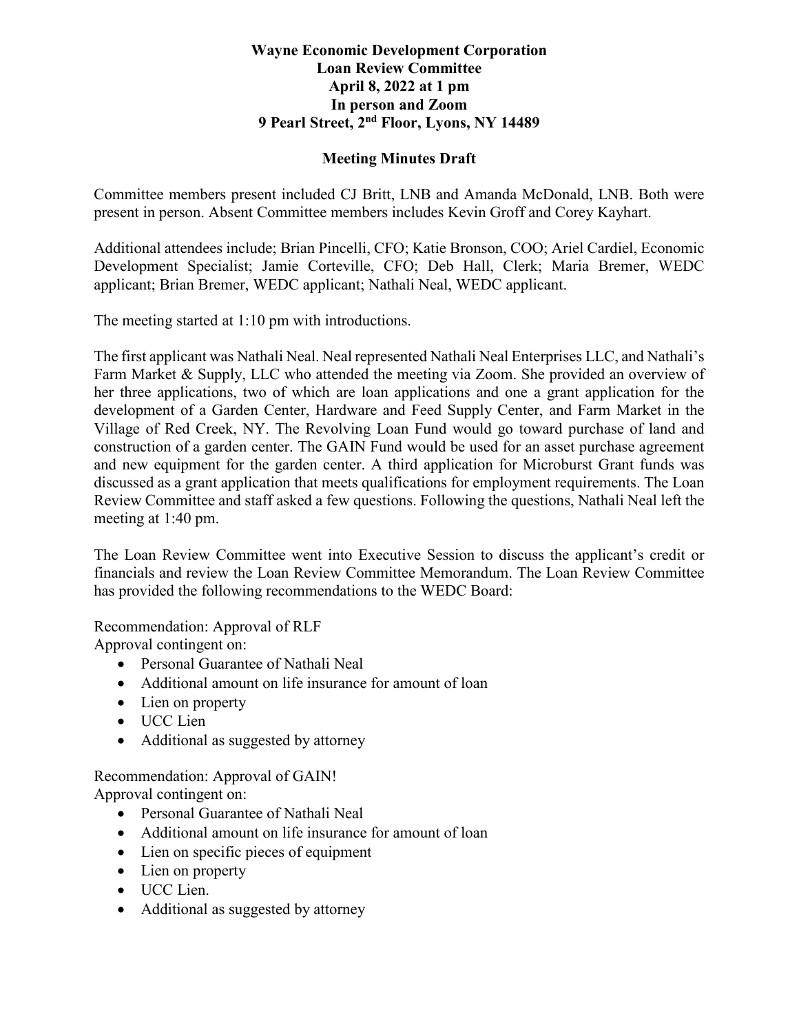# Wayne Economic Development Corporation
## Loan Review Committee
## April 8, 2022 at 1 pm
## In person and Zoom
## 9 Pearl Street, 2nd Floor, Lyons, NY 14489

### Meeting Minutes Draft

Committee members present included CJ Britt, LNB and Amanda McDonald, LNB. Both were present in person. Absent Committee members includes Kevin Groff and Corey Kayhart.

Additional attendees include; Brian Pincelli, CFO; Katie Bronson, COO; Ariel Cardiel, Economic Development Specialist; Jamie Corteville, CFO; Deb Hall, Clerk; Maria Bremer, WEDC applicant; Brian Bremer, WEDC applicant; Nathali Neal, WEDC applicant.

The meeting started at 1:10 pm with introductions.

The first applicant was Nathali Neal. Neal represented Nathali Neal Enterprises LLC, and Nathali's Farm Market & Supply, LLC who attended the meeting via Zoom. She provided an overview of her three applications, two of which are loan applications and one a grant application for the development of a Garden Center, Hardware and Feed Supply Center, and Farm Market in the Village of Red Creek, NY. The Revolving Loan Fund would go toward purchase of land and construction of a garden center. The GAIN Fund would be used for an asset purchase agreement and new equipment for the garden center. A third application for Microburst Grant funds was discussed as a grant application that meets qualifications for employment requirements. The Loan Review Committee and staff asked a few questions. Following the questions, Nathali Neal left the meeting at 1:40 pm.

The Loan Review Committee went into Executive Session to discuss the applicant's credit or financials and review the Loan Review Committee Memorandum. The Loan Review Committee has provided the following recommendations to the WEDC Board:

Recommendation: Approval of RLF
Approval contingent on:

- Personal Guarantee of Nathali Neal
- Additional amount on life insurance for amount of loan
- Lien on property
- UCC Lien
- Additional as suggested by attorney

Recommendation: Approval of GAIN!
Approval contingent on:

- Personal Guarantee of Nathali Neal
- Additional amount on life insurance for amount of loan
- Lien on specific pieces of equipment
- Lien on property
- UCC Lien.
- Additional as suggested by attorney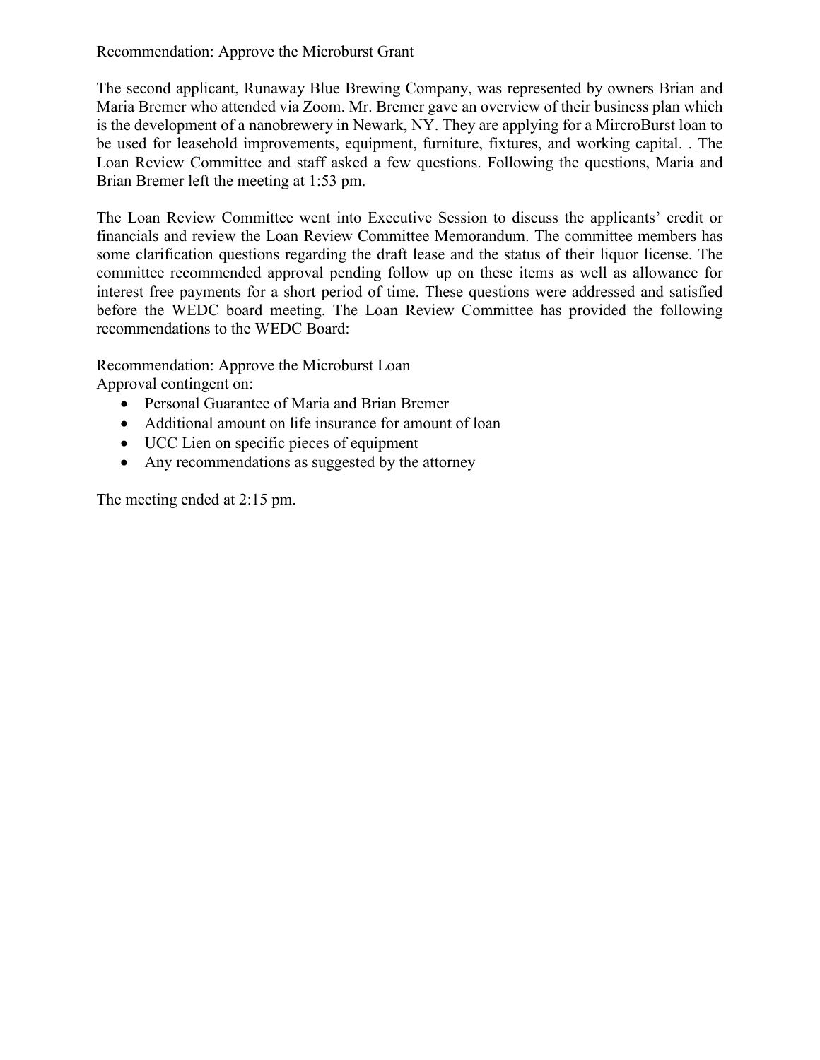Recommendation: Approve the Microburst Grant

The second applicant, Runaway Blue Brewing Company, was represented by owners Brian and Maria Bremer who attended via Zoom. Mr. Bremer gave an overview of their business plan which is the development of a nanobrewery in Newark, NY. They are applying for a MircroBurst loan to be used for leasehold improvements, equipment, furniture, fixtures, and working capital. . The Loan Review Committee and staff asked a few questions. Following the questions, Maria and Brian Bremer left the meeting at 1:53 pm.

The Loan Review Committee went into Executive Session to discuss the applicants' credit or financials and review the Loan Review Committee Memorandum. The committee members has some clarification questions regarding the draft lease and the status of their liquor license. The committee recommended approval pending follow up on these items as well as allowance for interest free payments for a short period of time. These questions were addressed and satisfied before the WEDC board meeting. The Loan Review Committee has provided the following recommendations to the WEDC Board:

Recommendation: Approve the Microburst Loan
Approval contingent on:

- Personal Guarantee of Maria and Brian Bremer
- Additional amount on life insurance for amount of loan
- UCC Lien on specific pieces of equipment
- Any recommendations as suggested by the attorney

The meeting ended at 2:15 pm.